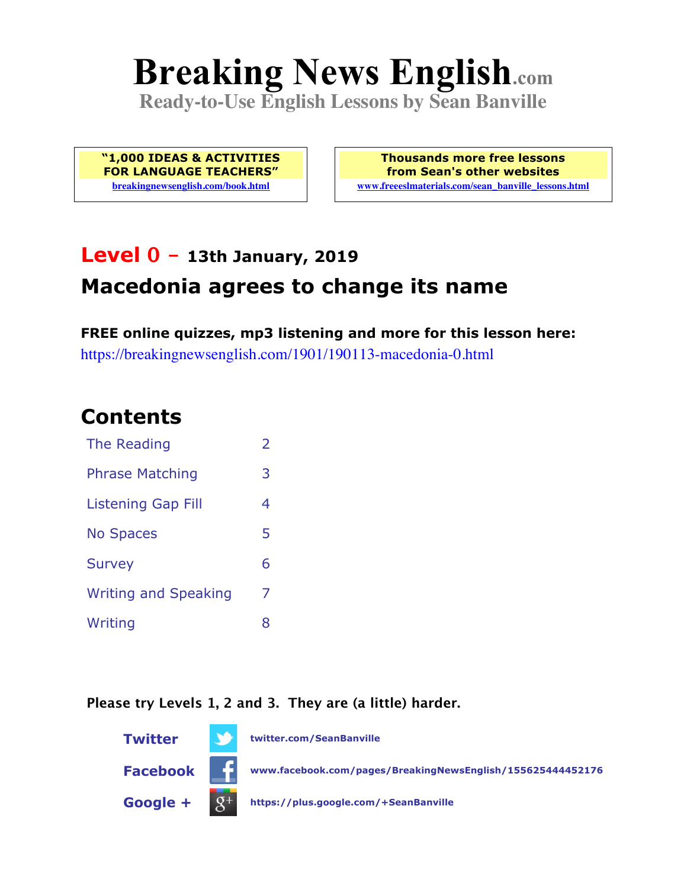# Breaking News English.com

**Ready-to-Use English Lessons by Sean Banville**

| "1,000 IDEAS & ACTIVITIES FOR LANGUAGE TEACHERS" | Thousands more free lessons from Sean's other websites |
|---|---|
| breakingnewsenglish.com/book.html | www.freeeslmaterials.com/sean_banville_lessons.html |

## Level 0 – 13th January, 2019

## Macedonia agrees to change its name

**FREE online quizzes, mp3 listening and more for this lesson here:**
https://breakingnewsenglish.com/1901/190113-macedonia-0.html

## Contents

| | |
|---|---|
| The Reading | 2 |
| Phrase Matching | 3 |
| Listening Gap Fill | 4 |
| No Spaces | 5 |
| Survey | 6 |
| Writing and Speaking | 7 |
| Writing | 8 |

**Please try Levels 1, 2 and 3. They are (a little) harder.**

**Twitter** twitter.com/SeanBanville

**Facebook** www.facebook.com/pages/BreakingNewsEnglish/155625444452176

**Google +** https://plus.google.com/+SeanBanville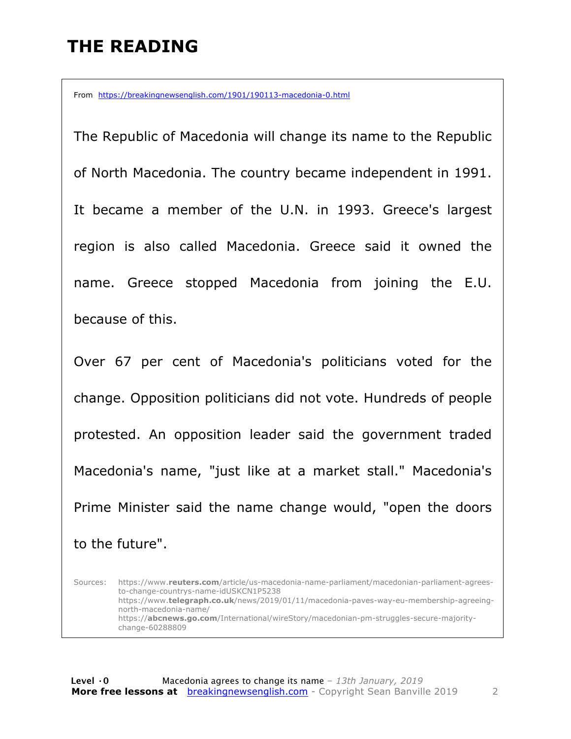# THE READING

From https://breakingnewsenglish.com/1901/190113-macedonia-0.html

The Republic of Macedonia will change its name to the Republic of North Macedonia. The country became independent in 1991. It became a member of the U.N. in 1993. Greece's largest region is also called Macedonia. Greece said it owned the name. Greece stopped Macedonia from joining the E.U. because of this.

Over 67 per cent of Macedonia's politicians voted for the change. Opposition politicians did not vote. Hundreds of people protested. An opposition leader said the government traded Macedonia's name, "just like at a market stall." Macedonia's Prime Minister said the name change would, "open the doors to the future".

Sources: https://www.**reuters.com**/article/us-macedonia-name-parliament/macedonian-parliament-agrees-to-change-countrys-name-idUSKCN1P5238
https://www.**telegraph.co.uk**/news/2019/01/11/macedonia-paves-way-eu-membership-agreeing-north-macedonia-name/
https://**abcnews.go.com**/International/wireStory/macedonian-pm-struggles-secure-majority-change-60288809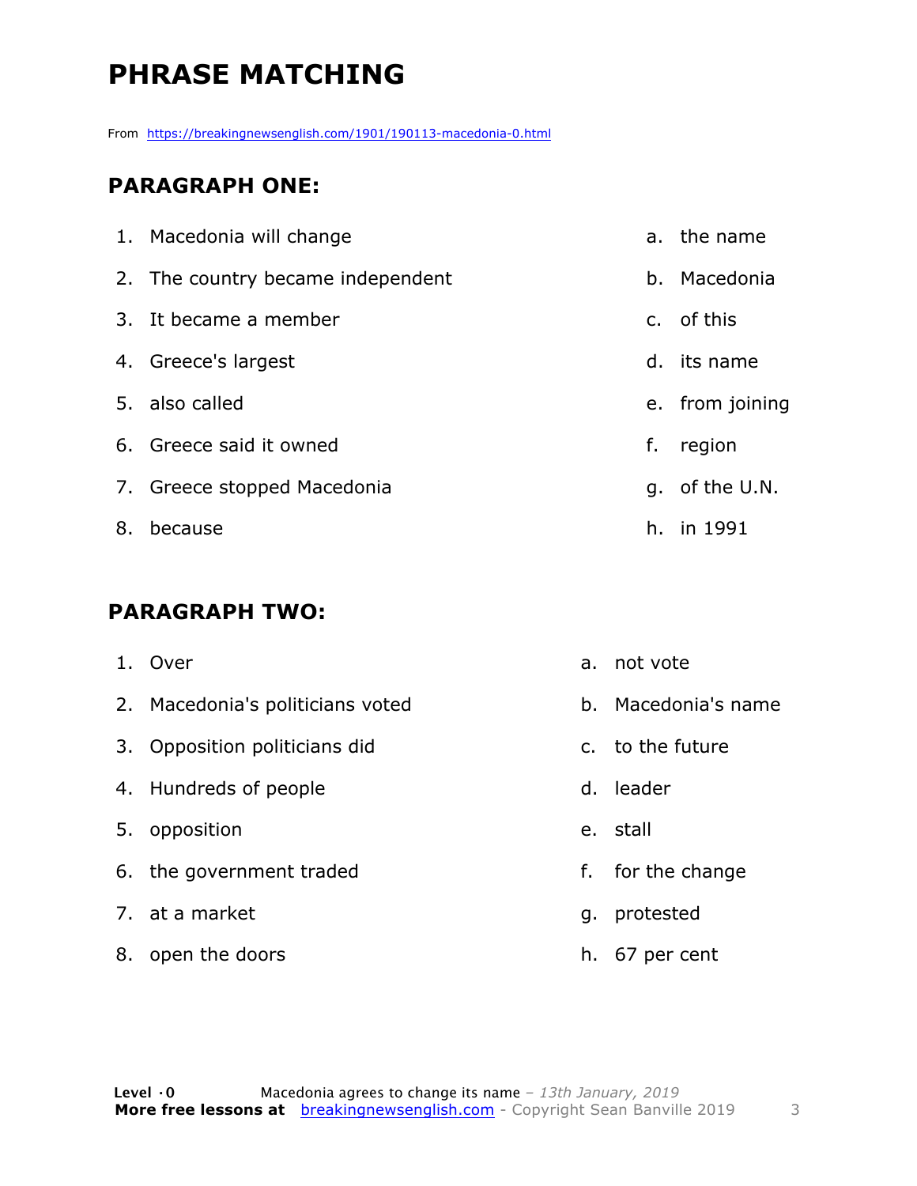# PHRASE MATCHING

From https://breakingnewsenglish.com/1901/190113-macedonia-0.html

## PARAGRAPH ONE:

1. Macedonia will change
2. The country became independent
3. It became a member
4. Greece's largest
5. also called
6. Greece said it owned
7. Greece stopped Macedonia
8. because

a. the name
b. Macedonia
c. of this
d. its name
e. from joining
f. region
g. of the U.N.
h. in 1991

## PARAGRAPH TWO:

1. Over
2. Macedonia's politicians voted
3. Opposition politicians did
4. Hundreds of people
5. opposition
6. the government traded
7. at a market
8. open the doors

a. not vote
b. Macedonia's name
c. to the future
d. leader
e. stall
f. for the change
g. protested
h. 67 per cent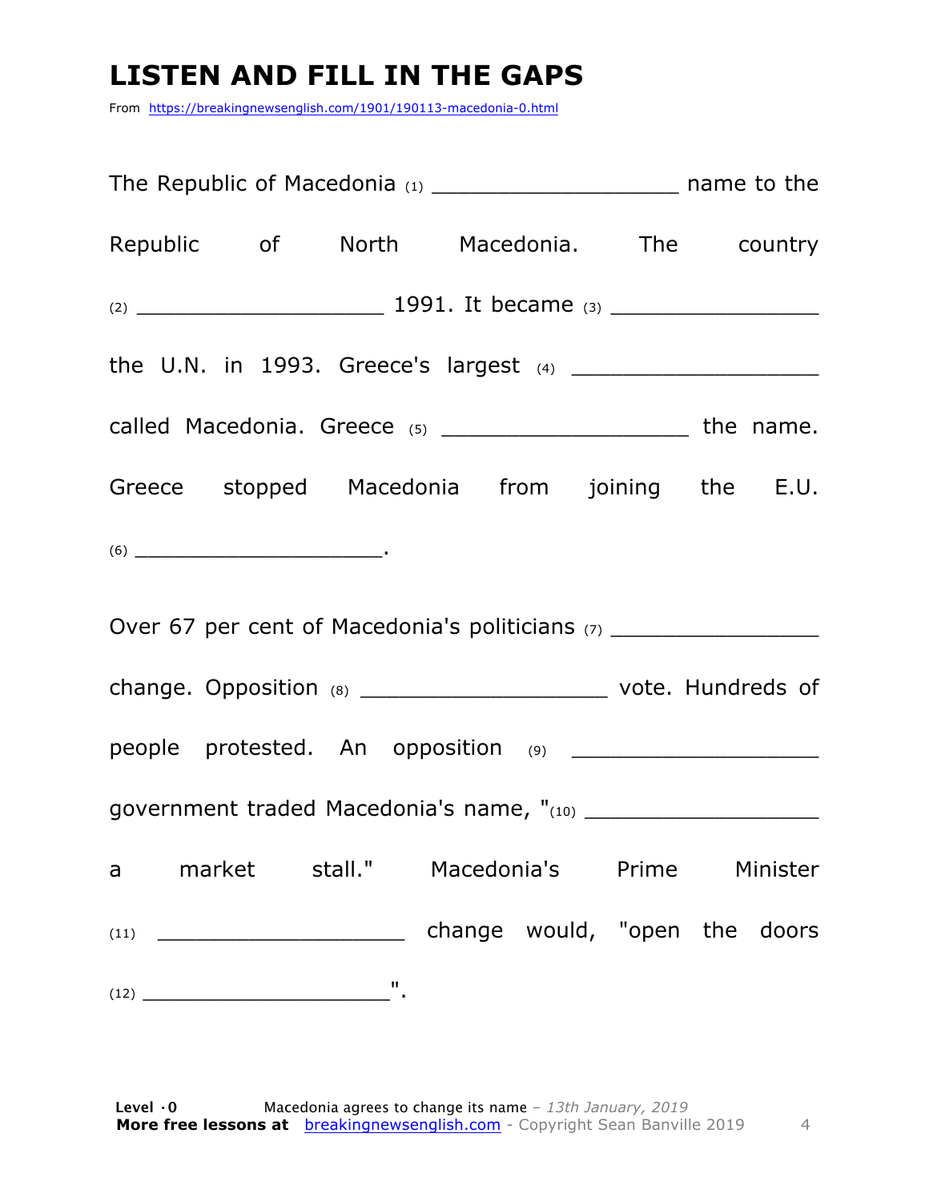# LISTEN AND FILL IN THE GAPS

From https://breakingnewsenglish.com/1901/190113-macedonia-0.html

The Republic of Macedonia (1) ___________________ name to the Republic of North Macedonia. The country (2) ___________________ 1991. It became (3) ________________ the U.N. in 1993. Greece's largest (4) ___________________ called Macedonia. Greece (5) ___________________ the name. Greece stopped Macedonia from joining the E.U. (6) ______________________.

Over 67 per cent of Macedonia's politicians (7) ________________ change. Opposition (8) ___________________ vote. Hundreds of people protested. An opposition (9) ___________________ government traded Macedonia's name, "(10) __________________ a market stall." Macedonia's Prime Minister (11) ___________________ change would, "open the doors (12) _____________________".

**Level ·0** Macedonia agrees to change its name – *13th January, 2019*
**More free lessons at** breakingnewsenglish.com - Copyright Sean Banville 2019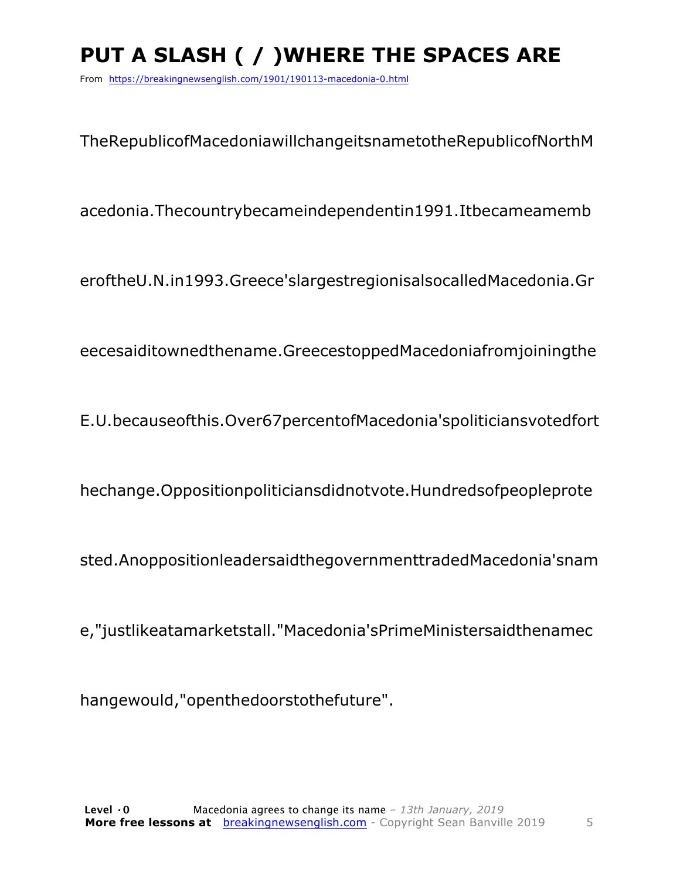# PUT A SLASH ( / )WHERE THE SPACES ARE

From https://breakingnewsenglish.com/1901/190113-macedonia-0.html

TheRepublicofMacedoniawillchangeitsnametotheRepublicofNorthM

acedonia.Thecountrybecameindependentin1991.Itbecameamemb

eroftheU.N.in1993.Greece'slargestregionisalsocalledMacedonia.Gr

eecesaiditownedthename.GreecestoppedMacedoniafromjoiningthe

E.U.becauseofthis.Over67percentofMacedonia'spoliticiansvotedfort

hechange.Oppositionpoliticiansdidnotvote.Hundredsofpeopleprote

sted.AnoppositionleadersaidthegovernmenttradedMacedonia'snam

e,"justlikeatamarketstall."Macedonia'sPrimeMinistersaidthenamec

hangewould,"openthedoorstothefuture".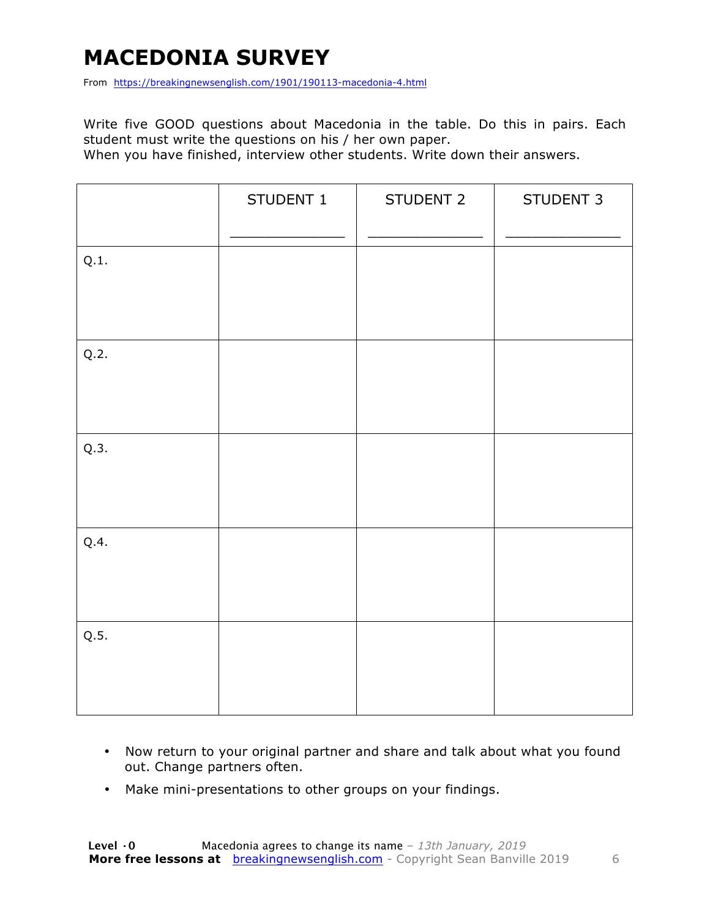# MACEDONIA SURVEY

From https://breakingnewsenglish.com/1901/190113-macedonia-4.html

Write five GOOD questions about Macedonia in the table. Do this in pairs. Each student must write the questions on his / her own paper.
When you have finished, interview other students. Write down their answers.

| | STUDENT 1<br>_____________ | STUDENT 2<br>_____________ | STUDENT 3<br>_____________ |
|---|---|---|---|
| Q.1. | | | |
| Q.2. | | | |
| Q.3. | | | |
| Q.4. | | | |
| Q.5. | | | |

- Now return to your original partner and share and talk about what you found out. Change partners often.
- Make mini-presentations to other groups on your findings.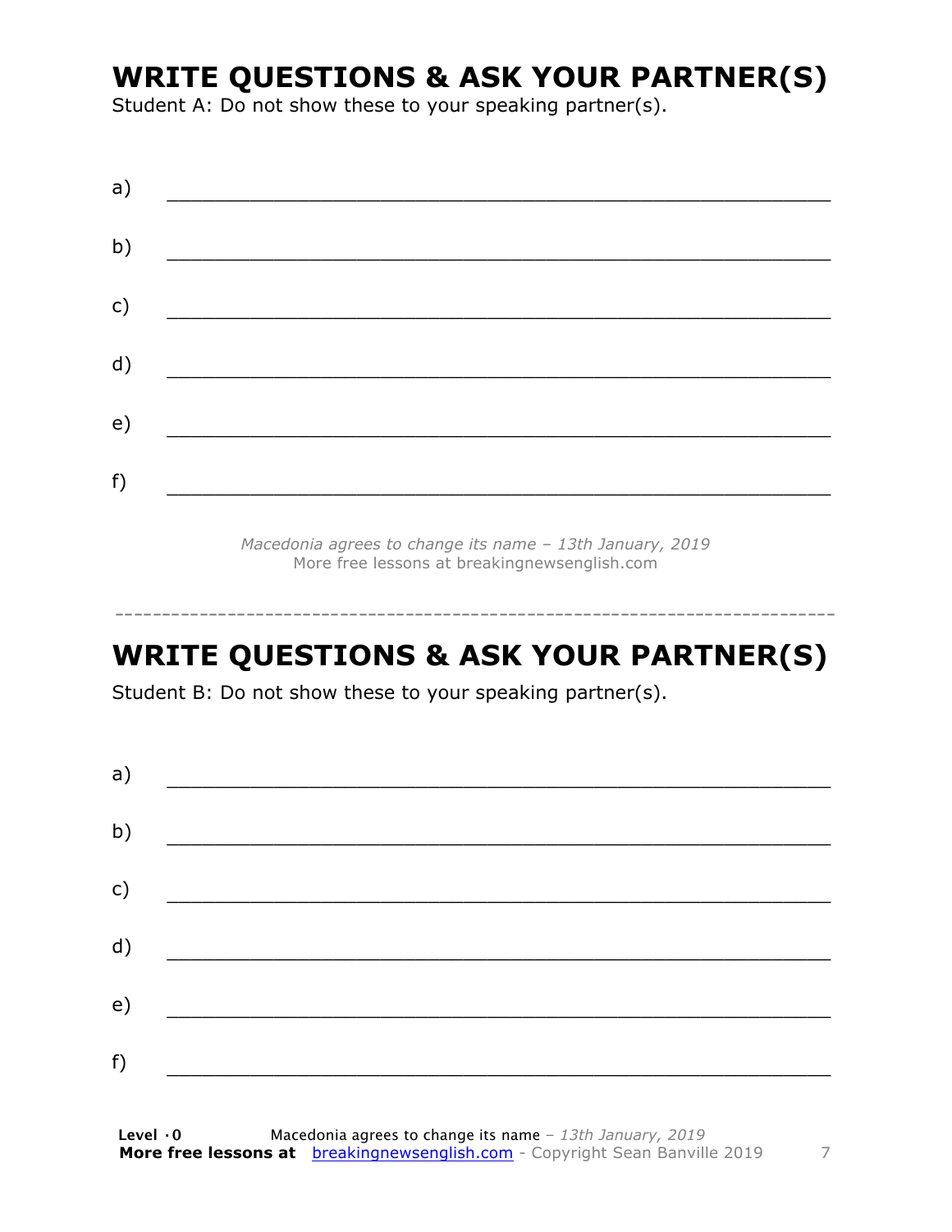# WRITE QUESTIONS & ASK YOUR PARTNER(S)

Student A: Do not show these to your speaking partner(s).

a) \_\_\_\_\_\_\_\_\_\_\_\_\_\_\_\_\_\_\_\_\_\_\_\_\_\_\_\_\_\_\_\_\_\_\_\_\_\_\_\_\_\_\_\_\_\_\_\_\_\_

b) \_\_\_\_\_\_\_\_\_\_\_\_\_\_\_\_\_\_\_\_\_\_\_\_\_\_\_\_\_\_\_\_\_\_\_\_\_\_\_\_\_\_\_\_\_\_\_\_\_\_

c) \_\_\_\_\_\_\_\_\_\_\_\_\_\_\_\_\_\_\_\_\_\_\_\_\_\_\_\_\_\_\_\_\_\_\_\_\_\_\_\_\_\_\_\_\_\_\_\_\_\_

d) \_\_\_\_\_\_\_\_\_\_\_\_\_\_\_\_\_\_\_\_\_\_\_\_\_\_\_\_\_\_\_\_\_\_\_\_\_\_\_\_\_\_\_\_\_\_\_\_\_\_

e) \_\_\_\_\_\_\_\_\_\_\_\_\_\_\_\_\_\_\_\_\_\_\_\_\_\_\_\_\_\_\_\_\_\_\_\_\_\_\_\_\_\_\_\_\_\_\_\_\_\_

f) \_\_\_\_\_\_\_\_\_\_\_\_\_\_\_\_\_\_\_\_\_\_\_\_\_\_\_\_\_\_\_\_\_\_\_\_\_\_\_\_\_\_\_\_\_\_\_\_\_\_

*Macedonia agrees to change its name – 13th January, 2019*
More free lessons at breakingnewsenglish.com

---

# WRITE QUESTIONS & ASK YOUR PARTNER(S)

Student B: Do not show these to your speaking partner(s).

a) \_\_\_\_\_\_\_\_\_\_\_\_\_\_\_\_\_\_\_\_\_\_\_\_\_\_\_\_\_\_\_\_\_\_\_\_\_\_\_\_\_\_\_\_\_\_\_\_\_\_

b) \_\_\_\_\_\_\_\_\_\_\_\_\_\_\_\_\_\_\_\_\_\_\_\_\_\_\_\_\_\_\_\_\_\_\_\_\_\_\_\_\_\_\_\_\_\_\_\_\_\_

c) \_\_\_\_\_\_\_\_\_\_\_\_\_\_\_\_\_\_\_\_\_\_\_\_\_\_\_\_\_\_\_\_\_\_\_\_\_\_\_\_\_\_\_\_\_\_\_\_\_\_

d) \_\_\_\_\_\_\_\_\_\_\_\_\_\_\_\_\_\_\_\_\_\_\_\_\_\_\_\_\_\_\_\_\_\_\_\_\_\_\_\_\_\_\_\_\_\_\_\_\_\_

e) \_\_\_\_\_\_\_\_\_\_\_\_\_\_\_\_\_\_\_\_\_\_\_\_\_\_\_\_\_\_\_\_\_\_\_\_\_\_\_\_\_\_\_\_\_\_\_\_\_\_

f) \_\_\_\_\_\_\_\_\_\_\_\_\_\_\_\_\_\_\_\_\_\_\_\_\_\_\_\_\_\_\_\_\_\_\_\_\_\_\_\_\_\_\_\_\_\_\_\_\_\_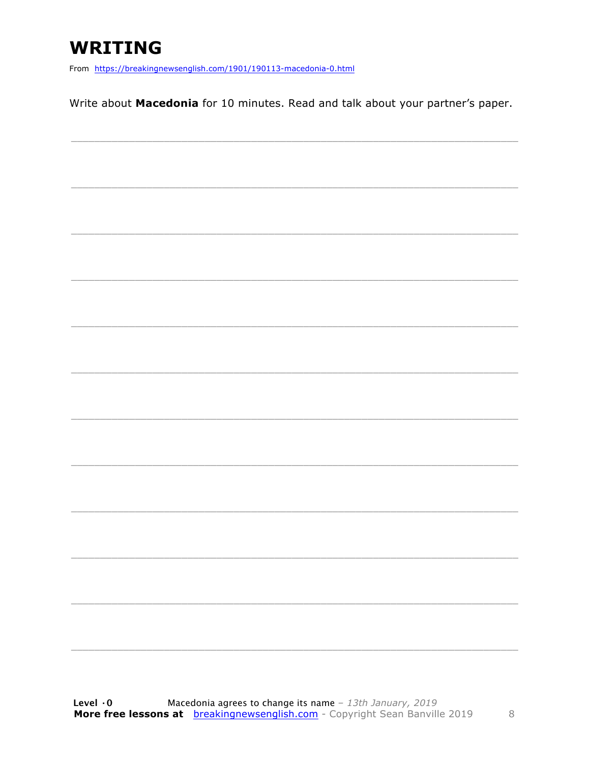# WRITING

From https://breakingnewsenglish.com/1901/190113-macedonia-0.html

Write about **Macedonia** for 10 minutes. Read and talk about your partner's paper.